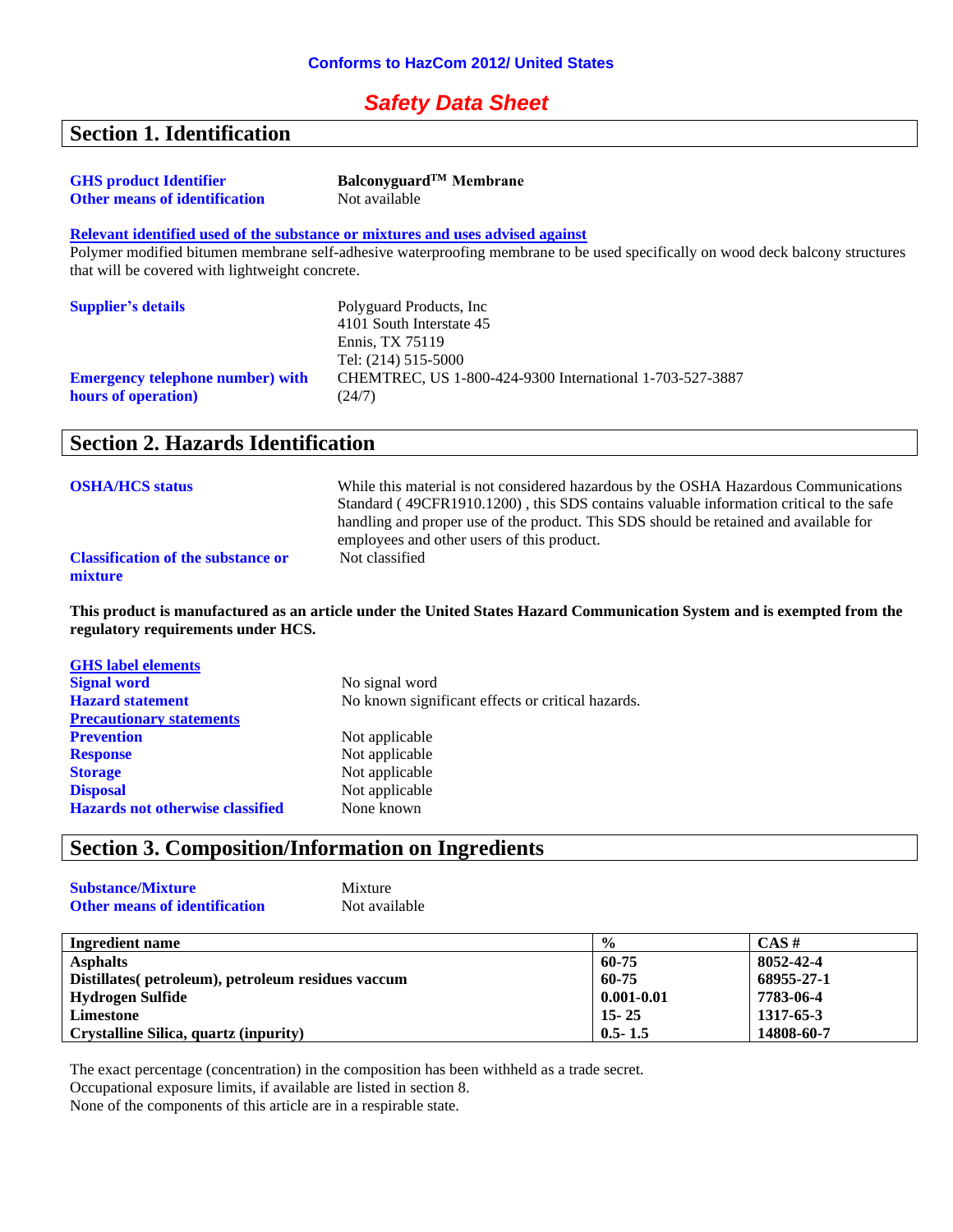**Conforms to HazCom 2012/ United States**

# *Safety Data Sheet*

## Section 1. Identification

**GHS product Identifier** — **Balconyguard™ Membrane**

**Other means of identification** — Not available

**Relevant identified used of the substance or mixtures and uses advised against**

Polymer modified bitumen membrane self-adhesive waterproofing membrane to be used specifically on wood deck balcony structures that will be covered with lightweight concrete.

**Supplier's details**

Polyguard Products, Inc
4101 South Interstate 45
Ennis, TX 75119
Tel: (214) 515-5000

**Emergency telephone number) with hours of operation)** — CHEMTREC, US 1-800-424-9300 International 1-703-527-3887 (24/7)

## Section 2. Hazards Identification

**OSHA/HCS status** — While this material is not considered hazardous by the OSHA Hazardous Communications Standard ( 49CFR1910.1200) , this SDS contains valuable information critical to the safe handling and proper use of the product. This SDS should be retained and available for employees and other users of this product.

**Classification of the substance or mixture** — Not classified

**This product is manufactured as an article under the United States Hazard Communication System and is exempted from the regulatory requirements under HCS.**

**GHS label elements**

**Signal word** — No signal word

**Hazard statement** — No known significant effects or critical hazards.

**Precautionary statements**

**Prevention** — Not applicable

**Response** — Not applicable

**Storage** — Not applicable

**Disposal** — Not applicable

**Hazards not otherwise classified** — None known

## Section 3. Composition/Information on Ingredients

**Substance/Mixture** — Mixture

**Other means of identification** — Not available

| Ingredient name | % | CAS # |
|---|---|---|
| **Asphalts** | **60-75** | **8052-42-4** |
| **Distillates( petroleum), petroleum residues vaccum** | **60-75** | **68955-27-1** |
| **Hydrogen Sulfide** | **0.001-0.01** | **7783-06-4** |
| **Limestone** | **15- 25** | **1317-65-3** |
| **Crystalline Silica, quartz (inpurity)** | **0.5- 1.5** | **14808-60-7** |

The exact percentage (concentration) in the composition has been withheld as a trade secret.
Occupational exposure limits, if available are listed in section 8.
None of the components of this article are in a respirable state.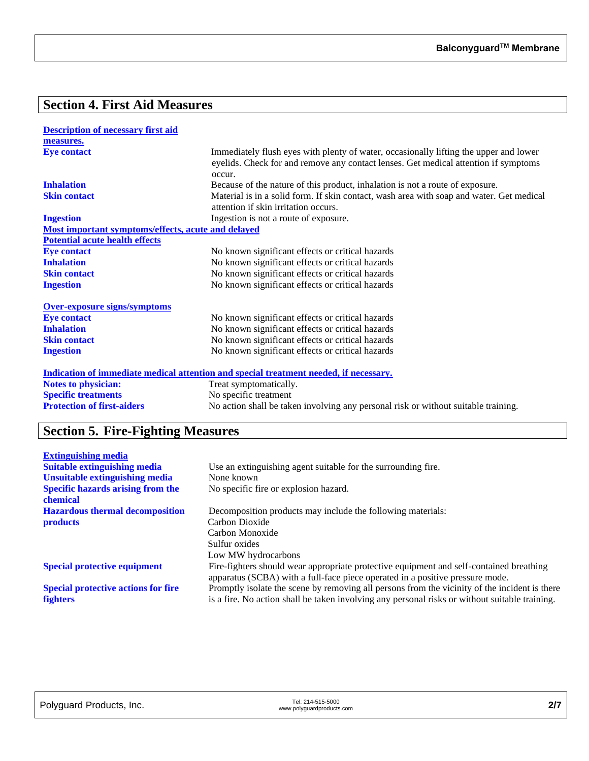## Section 4. First Aid Measures

**Description of necessary first aid measures.**

**Eye contact** — Immediately flush eyes with plenty of water, occasionally lifting the upper and lower eyelids. Check for and remove any contact lenses. Get medical attention if symptoms occur.

**Inhalation** — Because of the nature of this product, inhalation is not a route of exposure.

**Skin contact** — Material is in a solid form. If skin contact, wash area with soap and water. Get medical attention if skin irritation occurs.

**Ingestion** — Ingestion is not a route of exposure.

**Most important symptoms/effects, acute and delayed**

**Potential acute health effects**

| | |
|---|---|
| **Eye contact** | No known significant effects or critical hazards |
| **Inhalation** | No known significant effects or critical hazards |
| **Skin contact** | No known significant effects or critical hazards |
| **Ingestion** | No known significant effects or critical hazards |

**Over-exposure signs/symptoms**

| | |
|---|---|
| **Eye contact** | No known significant effects or critical hazards |
| **Inhalation** | No known significant effects or critical hazards |
| **Skin contact** | No known significant effects or critical hazards |
| **Ingestion** | No known significant effects or critical hazards |

**Indication of immediate medical attention and special treatment needed, if necessary.**

| | |
|---|---|
| **Notes to physician:** | Treat symptomatically. |
| **Specific treatments** | No specific treatment |
| **Protection of first-aiders** | No action shall be taken involving any personal risk or without suitable training. |

## Section 5. Fire-Fighting Measures

**Extinguishing media**

**Suitable extinguishing media** — Use an extinguishing agent suitable for the surrounding fire.

**Unsuitable extinguishing media** — None known

**Specific hazards arising from the chemical** — No specific fire or explosion hazard.

**Hazardous thermal decomposition products** — Decomposition products may include the following materials:
Carbon Dioxide
Carbon Monoxide
Sulfur oxides
Low MW hydrocarbons

**Special protective equipment** — Fire-fighters should wear appropriate protective equipment and self-contained breathing apparatus (SCBA) with a full-face piece operated in a positive pressure mode.

**Special protective actions for fire fighters** — Promptly isolate the scene by removing all persons from the vicinity of the incident is there is a fire. No action shall be taken involving any personal risks or without suitable training.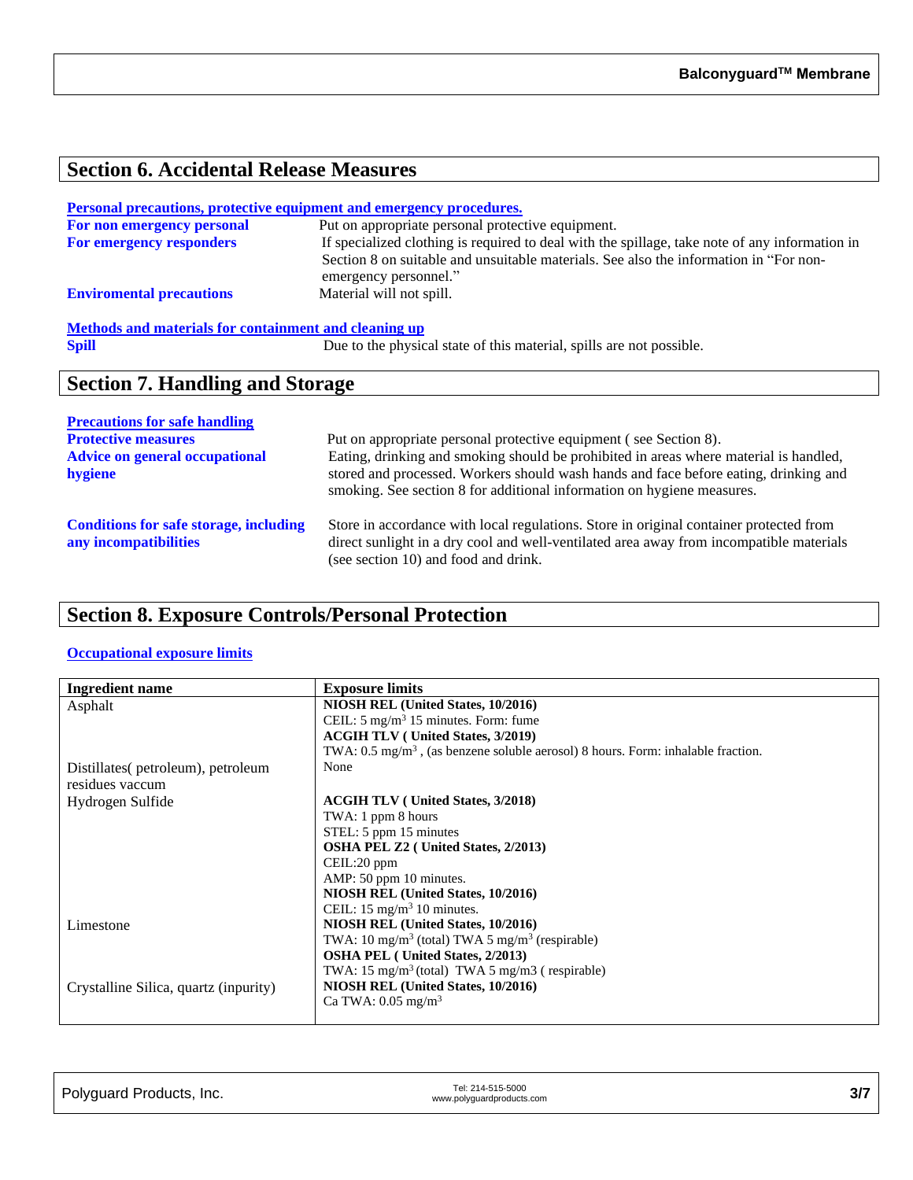## Section 6. Accidental Release Measures

**Personal precautions, protective equipment and emergency procedures.**

**For non emergency personal** Put on appropriate personal protective equipment.

**For emergency responders** If specialized clothing is required to deal with the spillage, take note of any information in Section 8 on suitable and unsuitable materials. See also the information in "For non-emergency personnel."

**Enviromental precautions** Material will not spill.

**Methods and materials for containment and cleaning up**

**Spill** Due to the physical state of this material, spills are not possible.

## Section 7. Handling and Storage

**Precautions for safe handling**

**Protective measures** Put on appropriate personal protective equipment ( see Section 8).

**Advice on general occupational hygiene** Eating, drinking and smoking should be prohibited in areas where material is handled, stored and processed. Workers should wash hands and face before eating, drinking and smoking. See section 8 for additional information on hygiene measures.

**Conditions for safe storage, including any incompatibilities** Store in accordance with local regulations. Store in original container protected from direct sunlight in a dry cool and well-ventilated area away from incompatible materials (see section 10) and food and drink.

## Section 8. Exposure Controls/Personal Protection

**Occupational exposure limits**

| Ingredient name | Exposure limits |
|---|---|
| Asphalt | **NIOSH REL (United States, 10/2016)**<br>CEIL: 5 mg/m$^3$ 15 minutes. Form: fume<br>**ACGIH TLV ( United States, 3/2019)**<br>TWA: 0.5 mg/m$^3$ , (as benzene soluble aerosol) 8 hours. Form: inhalable fraction. |
| Distillates( petroleum), petroleum residues vaccum | None |
| Hydrogen Sulfide | **ACGIH TLV ( United States, 3/2018)**<br>TWA: 1 ppm 8 hours<br>STEL: 5 ppm 15 minutes<br>**OSHA PEL Z2 ( United States, 2/2013)**<br>CEIL:20 ppm<br>AMP: 50 ppm 10 minutes.<br>**NIOSH REL (United States, 10/2016)**<br>CEIL: 15 mg/m$^3$ 10 minutes. |
| Limestone | **NIOSH REL (United States, 10/2016)**<br>TWA: 10 mg/m$^3$ (total) TWA 5 mg/m$^3$ (respirable)<br>**OSHA PEL ( United States, 2/2013)**<br>TWA: 15 mg/m$^3$ (total) TWA 5 mg/m3 ( respirable) |
| Crystalline Silica, quartz (inpurity) | **NIOSH REL (United States, 10/2016)**<br>Ca TWA: 0.05 mg/m$^3$ |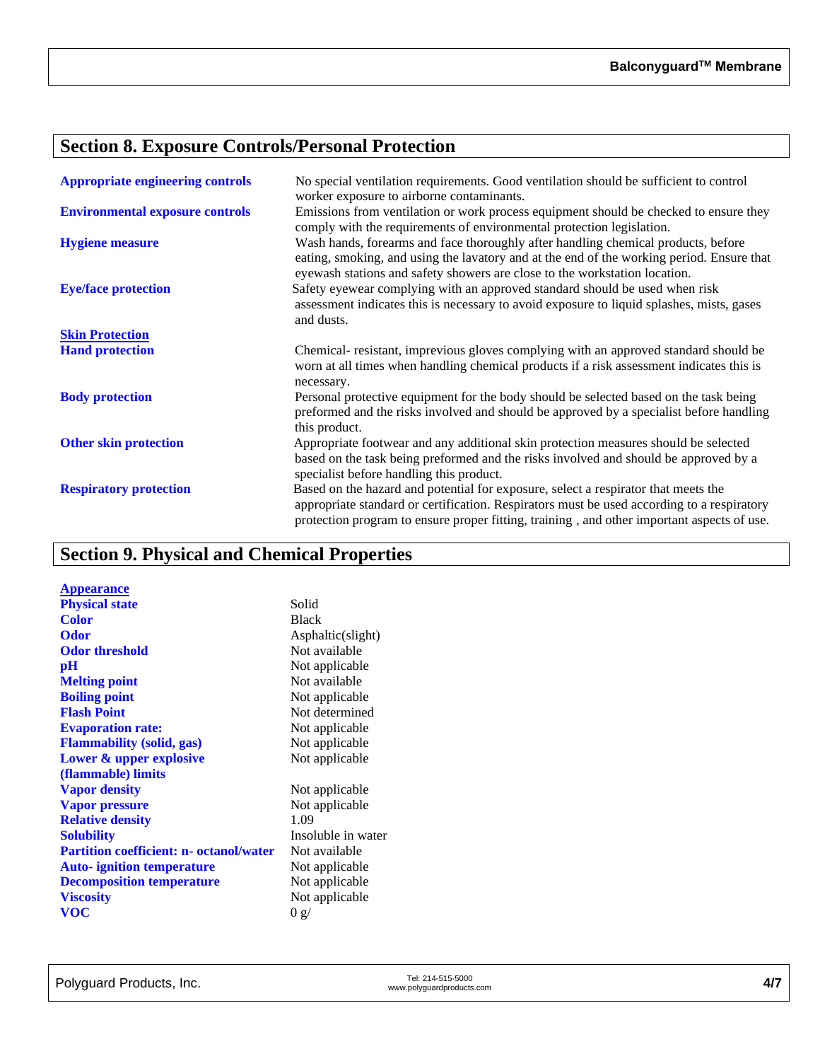## Section 8. Exposure Controls/Personal Protection

| | |
|---|---|
| **Appropriate engineering controls** | No special ventilation requirements. Good ventilation should be sufficient to control worker exposure to airborne contaminants. |
| **Environmental exposure controls** | Emissions from ventilation or work process equipment should be checked to ensure they comply with the requirements of environmental protection legislation. |
| **Hygiene measure** | Wash hands, forearms and face thoroughly after handling chemical products, before eating, smoking, and using the lavatory and at the end of the working period. Ensure that eyewash stations and safety showers are close to the workstation location. |
| **Eye/face protection** | Safety eyewear complying with an approved standard should be used when risk assessment indicates this is necessary to avoid exposure to liquid splashes, mists, gases and dusts. |
| **Skin Protection** | |
| **Hand protection** | Chemical- resistant, imprevious gloves complying with an approved standard should be worn at all times when handling chemical products if a risk assessment indicates this is necessary. |
| **Body protection** | Personal protective equipment for the body should be selected based on the task being preformed and the risks involved and should be approved by a specialist before handling this product. |
| **Other skin protection** | Appropriate footwear and any additional skin protection measures should be selected based on the task being preformed and the risks involved and should be approved by a specialist before handling this product. |
| **Respiratory protection** | Based on the hazard and potential for exposure, select a respirator that meets the appropriate standard or certification. Respirators must be used according to a respiratory protection program to ensure proper fitting, training , and other important aspects of use. |

## Section 9. Physical and Chemical Properties

| | |
|---|---|
| **Appearance** | |
| **Physical state** | Solid |
| **Color** | Black |
| **Odor** | Asphaltic(slight) |
| **Odor threshold** | Not available |
| **pH** | Not applicable |
| **Melting point** | Not available |
| **Boiling point** | Not applicable |
| **Flash Point** | Not determined |
| **Evaporation rate:** | Not applicable |
| **Flammability (solid, gas)** | Not applicable |
| **Lower & upper explosive (flammable) limits** | Not applicable |
| **Vapor density** | Not applicable |
| **Vapor pressure** | Not applicable |
| **Relative density** | 1.09 |
| **Solubility** | Insoluble in water |
| **Partition coefficient: n- octanol/water** | Not available |
| **Auto- ignition temperature** | Not applicable |
| **Decomposition temperature** | Not applicable |
| **Viscosity** | Not applicable |
| **VOC** | 0 g/ |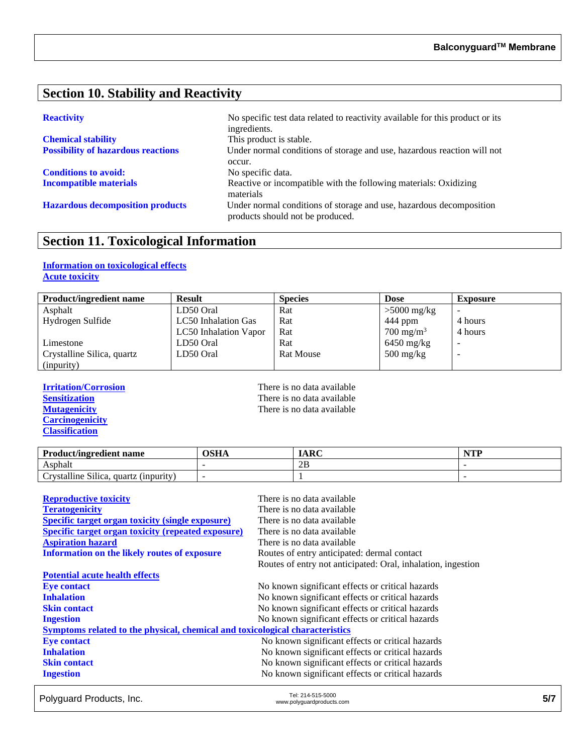## Section 10. Stability and Reactivity

**Reactivity** — No specific test data related to reactivity available for this product or its ingredients.

**Chemical stability** — This product is stable.

**Possibility of hazardous reactions** — Under normal conditions of storage and use, hazardous reaction will not occur.

**Conditions to avoid:** — No specific data.

**Incompatible materials** — Reactive or incompatible with the following materials: Oxidizing materials

**Hazardous decomposition products** — Under normal conditions of storage and use, hazardous decomposition products should not be produced.

## Section 11. Toxicological Information

**Information on toxicological effects**

**Acute toxicity**

| Product/ingredient name | Result | Species | Dose | Exposure |
|---|---|---|---|---|
| Asphalt | LD50 Oral | Rat | >5000 mg/kg | - |
| Hydrogen Sulfide | LC50 Inhalation Gas | Rat | 444 ppm | 4 hours |
| | LC50 Inhalation Vapor | Rat | 700 mg/m$^3$ | 4 hours |
| Limestone | LD50 Oral | Rat | 6450 mg/kg | - |
| Crystalline Silica, quartz (inpurity) | LD50 Oral | Rat Mouse | 500 mg/kg | - |

**Irritation/Corrosion** — There is no data available

**Sensitization** — There is no data available

**Mutagenicity** — There is no data available

**Carcinogenicity**

**Classification**

| Product/ingredient name | OSHA | IARC | NTP |
|---|---|---|---|
| Asphalt | - | 2B | - |
| Crystalline Silica, quartz (inpurity) | - | 1 | - |

**Reproductive toxicity** — There is no data available

**Teratogenicity** — There is no data available

**Specific target organ toxicity (single exposure)** — There is no data available

**Specific target organ toxicity (repeated exposure)** — There is no data available

**Aspiration hazard** — There is no data available

**Information on the likely routes of exposure** — Routes of entry anticipated: dermal contact
Routes of entry not anticipated: Oral, inhalation, ingestion

**Potential acute health effects**

**Eye contact** — No known significant effects or critical hazards

**Inhalation** — No known significant effects or critical hazards

**Skin contact** — No known significant effects or critical hazards

**Ingestion** — No known significant effects or critical hazards

**Symptoms related to the physical, chemical and toxicological characteristics**

**Eye contact** — No known significant effects or critical hazards

**Inhalation** — No known significant effects or critical hazards

**Skin contact** — No known significant effects or critical hazards

**Ingestion** — No known significant effects or critical hazards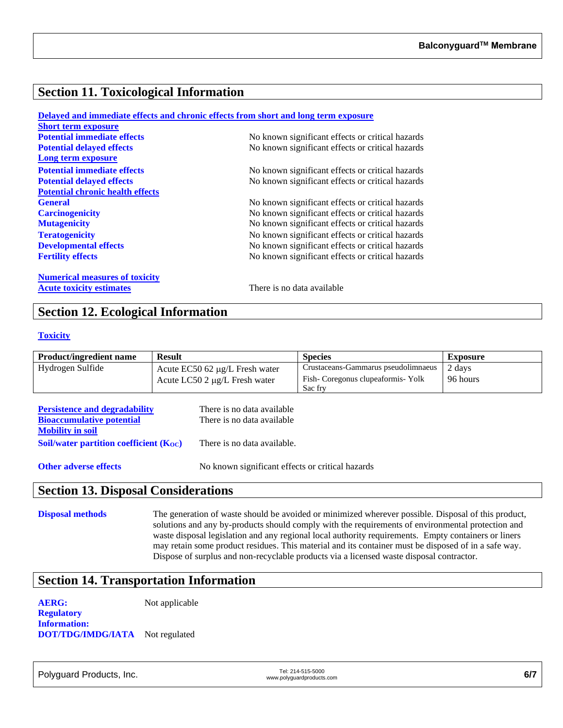## Section 11. Toxicological Information

**Delayed and immediate effects and chronic effects from short and long term exposure**

**Short term exposure**

**Potential immediate effects** No known significant effects or critical hazards

**Potential delayed effects** No known significant effects or critical hazards

**Long term exposure**

**Potential immediate effects** No known significant effects or critical hazards

**Potential delayed effects** No known significant effects or critical hazards

**Potential chronic health effects**

**General** No known significant effects or critical hazards

**Carcinogenicity** No known significant effects or critical hazards

**Mutagenicity** No known significant effects or critical hazards

**Teratogenicity** No known significant effects or critical hazards

**Developmental effects** No known significant effects or critical hazards

**Fertility effects** No known significant effects or critical hazards

**Numerical measures of toxicity**

**Acute toxicity estimates** There is no data available

## Section 12. Ecological Information

**Toxicity**

| Product/ingredient name | Result | Species | Exposure |
|---|---|---|---|
| Hydrogen Sulfide | Acute EC50 62 µg/L Fresh water | Crustaceans-Gammarus pseudolimnaeus | 2 days |
| | Acute LC50 2 µg/L Fresh water | Fish- Coregonus clupeaformis- Yolk Sac fry | 96 hours |

**Persistence and degradability** There is no data available

**Bioaccumulative potential** There is no data available

**Mobility in soil**

**Soil/water partition coefficient ($K_{OC}$)** There is no data available.

**Other adverse effects** No known significant effects or critical hazards

## Section 13. Disposal Considerations

**Disposal methods** The generation of waste should be avoided or minimized wherever possible. Disposal of this product, solutions and any by-products should comply with the requirements of environmental protection and waste disposal legislation and any regional local authority requirements. Empty containers or liners may retain some product residues. This material and its container must be disposed of in a safe way. Dispose of surplus and non-recyclable products via a licensed waste disposal contractor.

## Section 14. Transportation Information

**AERG:** Not applicable

**Regulatory Information:**

**DOT/TDG/IMDG/IATA** Not regulated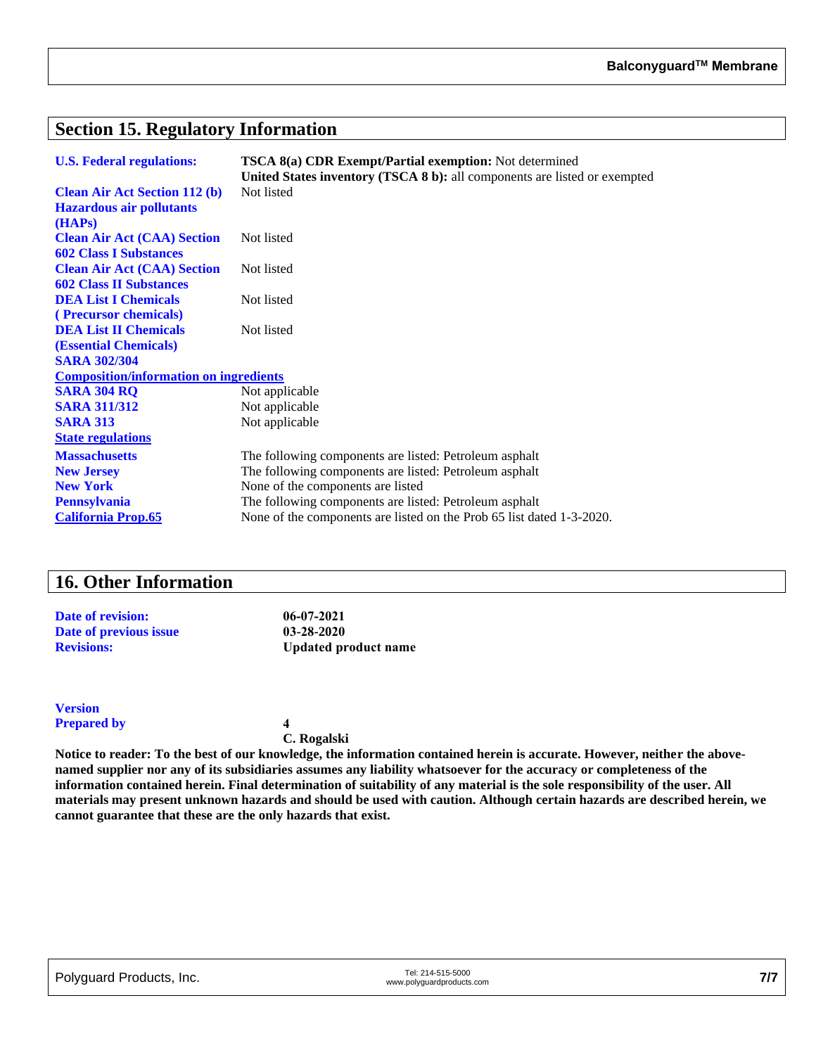## Section 15. Regulatory Information

| | |
|---|---|
| **U.S. Federal regulations:** | **TSCA 8(a) CDR Exempt/Partial exemption:** Not determined<br>**United States inventory (TSCA 8 b):** all components are listed or exempted |
| **Clean Air Act Section 112 (b) Hazardous air pollutants (HAPs)** | Not listed |
| **Clean Air Act (CAA) Section 602 Class I Substances** | Not listed |
| **Clean Air Act (CAA) Section 602 Class II Substances** | Not listed |
| **DEA List I Chemicals ( Precursor chemicals)** | Not listed |
| **DEA List II Chemicals (Essential Chemicals)** | Not listed |
| **SARA 302/304** | |
| **Composition/information on ingredients** | |
| **SARA 304 RQ** | Not applicable |
| **SARA 311/312** | Not applicable |
| **SARA 313** | Not applicable |
| **State regulations** | |
| **Massachusetts** | The following components are listed: Petroleum asphalt |
| **New Jersey** | The following components are listed: Petroleum asphalt |
| **New York** | None of the components are listed |
| **Pennsylvania** | The following components are listed: Petroleum asphalt |
| **California Prop.65** | None of the components are listed on the Prob 65 list dated 1-3-2020. |

## 16. Other Information

| | |
|---|---|
| **Date of revision:** | **06-07-2021** |
| **Date of previous issue** | **03-28-2020** |
| **Revisions:** | **Updated product name** |
| **Version** | **4** |
| **Prepared by** | **C. Rogalski** |

**Notice to reader: To the best of our knowledge, the information contained herein is accurate. However, neither the above-named supplier nor any of its subsidiaries assumes any liability whatsoever for the accuracy or completeness of the information contained herein. Final determination of suitability of any material is the sole responsibility of the user. All materials may present unknown hazards and should be used with caution. Although certain hazards are described herein, we cannot guarantee that these are the only hazards that exist.**